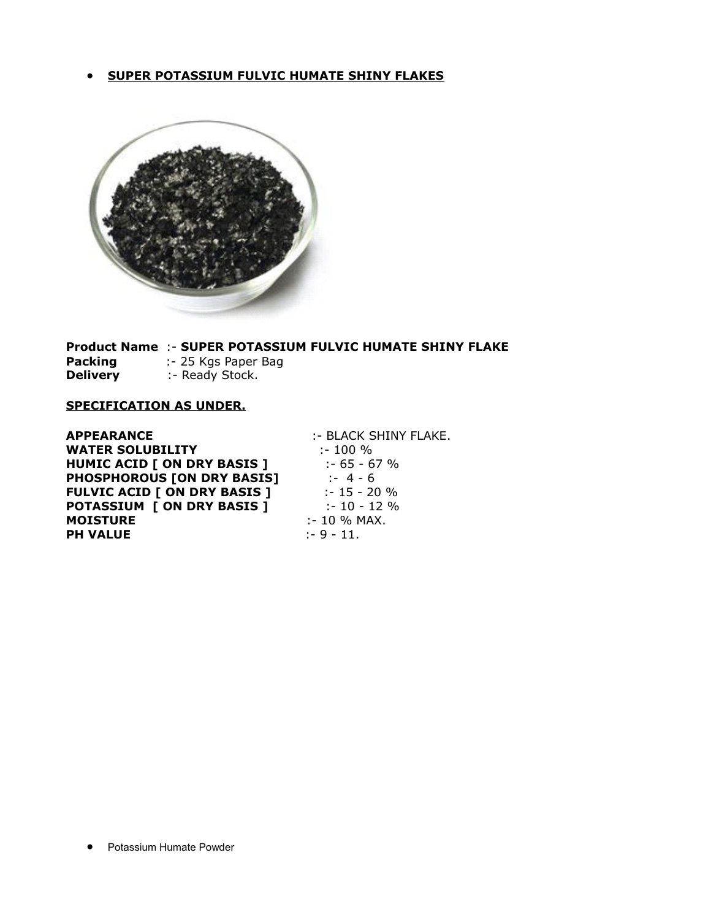- **SUPER POTASSIUM FULVIC HUMATE SHINY FLAKES**

**Product Name** :- **SUPER POTASSIUM FULVIC HUMATE SHINY FLAKE**
**Packing** :- 25 Kgs Paper Bag
**Delivery** :- Ready Stock.

**SPECIFICATION AS UNDER.**

| | |
|---|---|
| **APPEARANCE** | :- BLACK SHINY FLAKE. |
| **WATER SOLUBILITY** | :- 100 % |
| **HUMIC ACID [ ON DRY BASIS ]** | :- 65 - 67 % |
| **PHOSPHOROUS [ON DRY BASIS]** | :- 4 - 6 |
| **FULVIC ACID [ ON DRY BASIS ]** | :- 15 - 20 % |
| **POTASSIUM [ ON DRY BASIS ]** | :- 10 - 12 % |
| **MOISTURE** | :- 10 % MAX. |
| **PH VALUE** | :- 9 - 11. |

- Potassium Humate Powder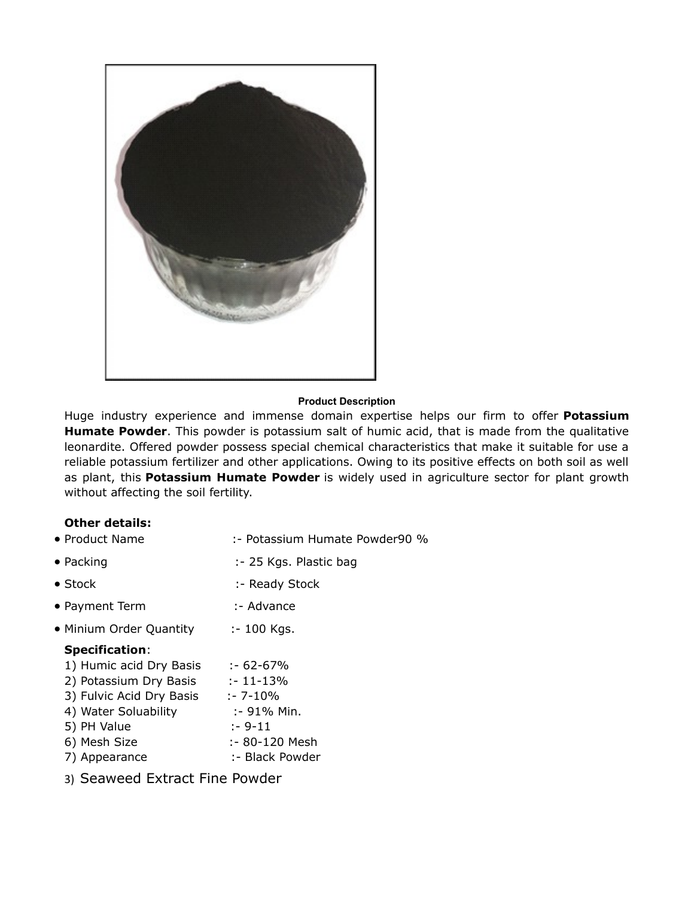**Product Description**

Huge industry experience and immense domain expertise helps our firm to offer **Potassium Humate Powder**. This powder is potassium salt of humic acid, that is made from the qualitative leonardite. Offered powder possess special chemical characteristics that make it suitable for use a reliable potassium fertilizer and other applications. Owing to its positive effects on both soil as well as plant, this **Potassium Humate Powder** is widely used in agriculture sector for plant growth without affecting the soil fertility.

**Other details:**

- Product Name :- Potassium Humate Powder90 %
- Packing :- 25 Kgs. Plastic bag
- Stock :- Ready Stock
- Payment Term :- Advance
- Minium Order Quantity :- 100 Kgs.

**Specification**:

1) Humic acid Dry Basis :- 62-67%
2) Potassium Dry Basis :- 11-13%
3) Fulvic Acid Dry Basis :- 7-10%
4) Water Soluability :- 91% Min.
5) PH Value :- 9-11
6) Mesh Size :- 80-120 Mesh
7) Appearance :- Black Powder

3) Seaweed Extract Fine Powder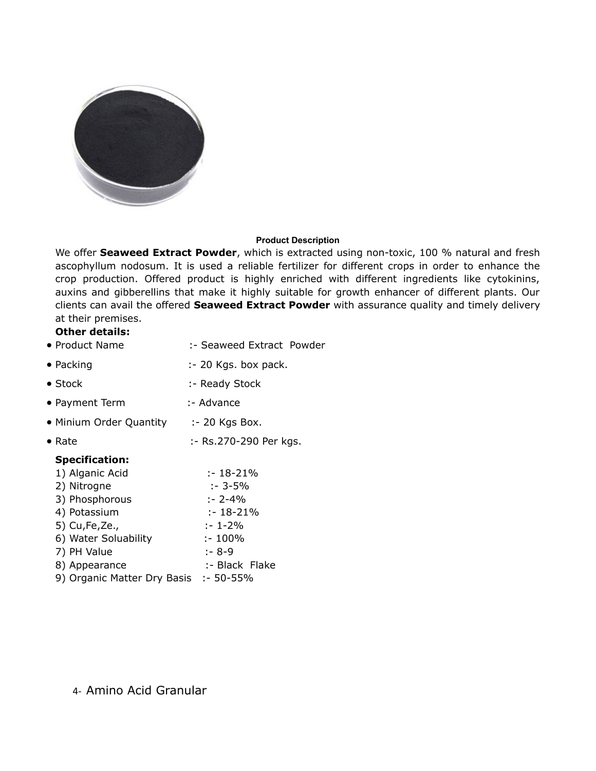**Product Description**

We offer **Seaweed Extract Powder**, which is extracted using non-toxic, 100 % natural and fresh ascophyllum nodosum. It is used a reliable fertilizer for different crops in order to enhance the crop production. Offered product is highly enriched with different ingredients like cytokinins, auxins and gibberellins that make it highly suitable for growth enhancer of different plants. Our clients can avail the offered **Seaweed Extract Powder** with assurance quality and timely delivery at their premises.

**Other details:**

- Product Name :- Seaweed Extract Powder
- Packing :- 20 Kgs. box pack.
- Stock :- Ready Stock
- Payment Term :- Advance
- Minium Order Quantity :- 20 Kgs Box.
- Rate :- Rs.270-290 Per kgs.

**Specification:**

1) Alganic Acid :- 18-21%
2) Nitrogne :- 3-5%
3) Phosphorous :- 2-4%
4) Potassium :- 18-21%
5) Cu,Fe,Ze., :- 1-2%
6) Water Soluability :- 100%
7) PH Value :- 8-9
8) Appearance :- Black Flake
9) Organic Matter Dry Basis :- 50-55%

4- Amino Acid Granular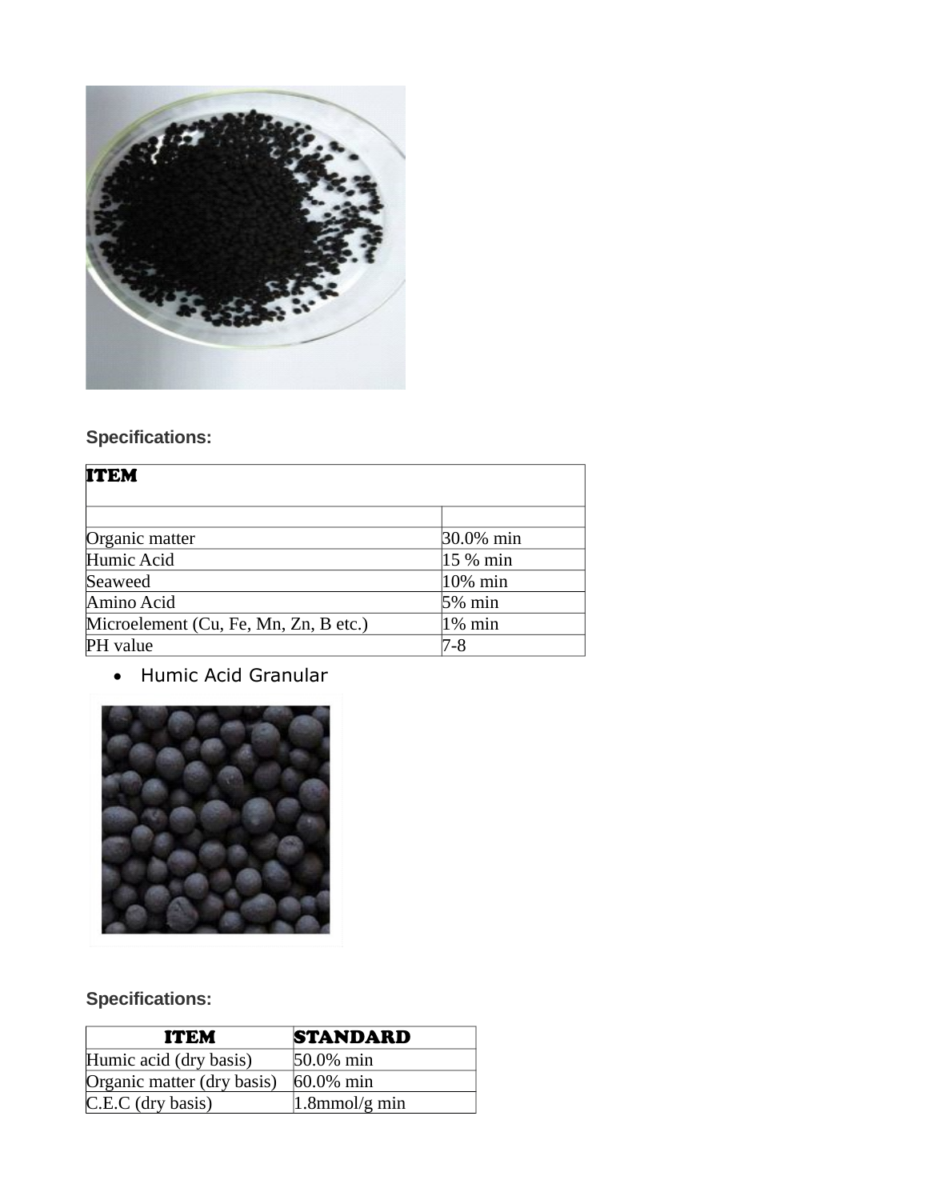**Specifications:**

| ITEM | |
|---|---|
| | |
| Organic matter | 30.0% min |
| Humic Acid | 15 % min |
| Seaweed | 10% min |
| Amino Acid | 5% min |
| Microelement (Cu, Fe, Mn, Zn, B etc.) | 1% min |
| PH value | 7-8 |

- Humic Acid Granular

**Specifications:**

| ITEM | STANDARD |
|---|---|
| Humic acid (dry basis) | 50.0% min |
| Organic matter (dry basis) | 60.0% min |
| C.E.C (dry basis) | 1.8mmol/g min |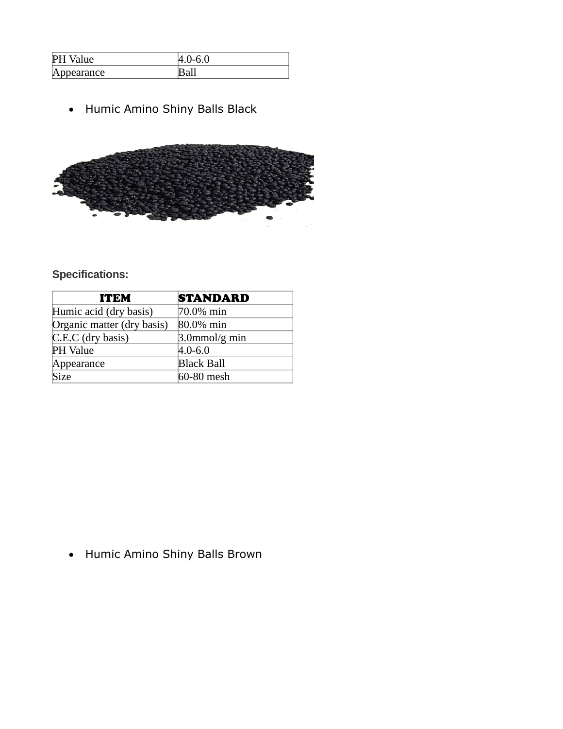| PH Value | 4.0-6.0 |
| --- | --- |
| Appearance | Ball |

- Humic Amino Shiny Balls Black

**Specifications:**

| ITEM | STANDARD |
| --- | --- |
| Humic acid (dry basis) | 70.0% min |
| Organic matter (dry basis) | 80.0% min |
| C.E.C (dry basis) | 3.0mmol/g min |
| PH Value | 4.0-6.0 |
| Appearance | Black Ball |
| Size | 60-80 mesh |

- Humic Amino Shiny Balls Brown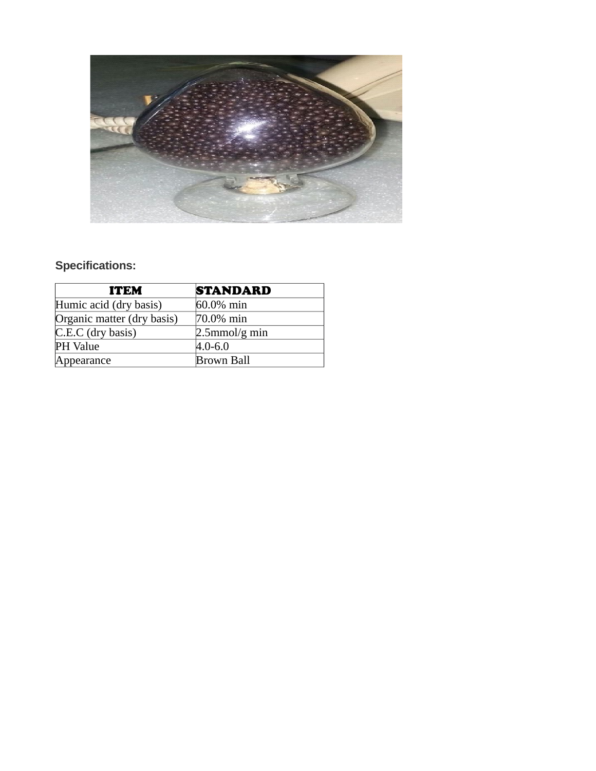**Specifications:**

| ITEM | STANDARD |
| --- | --- |
| Humic acid (dry basis) | 60.0% min |
| Organic matter (dry basis) | 70.0% min |
| C.E.C (dry basis) | 2.5mmol/g min |
| PH Value | 4.0-6.0 |
| Appearance | Brown Ball |